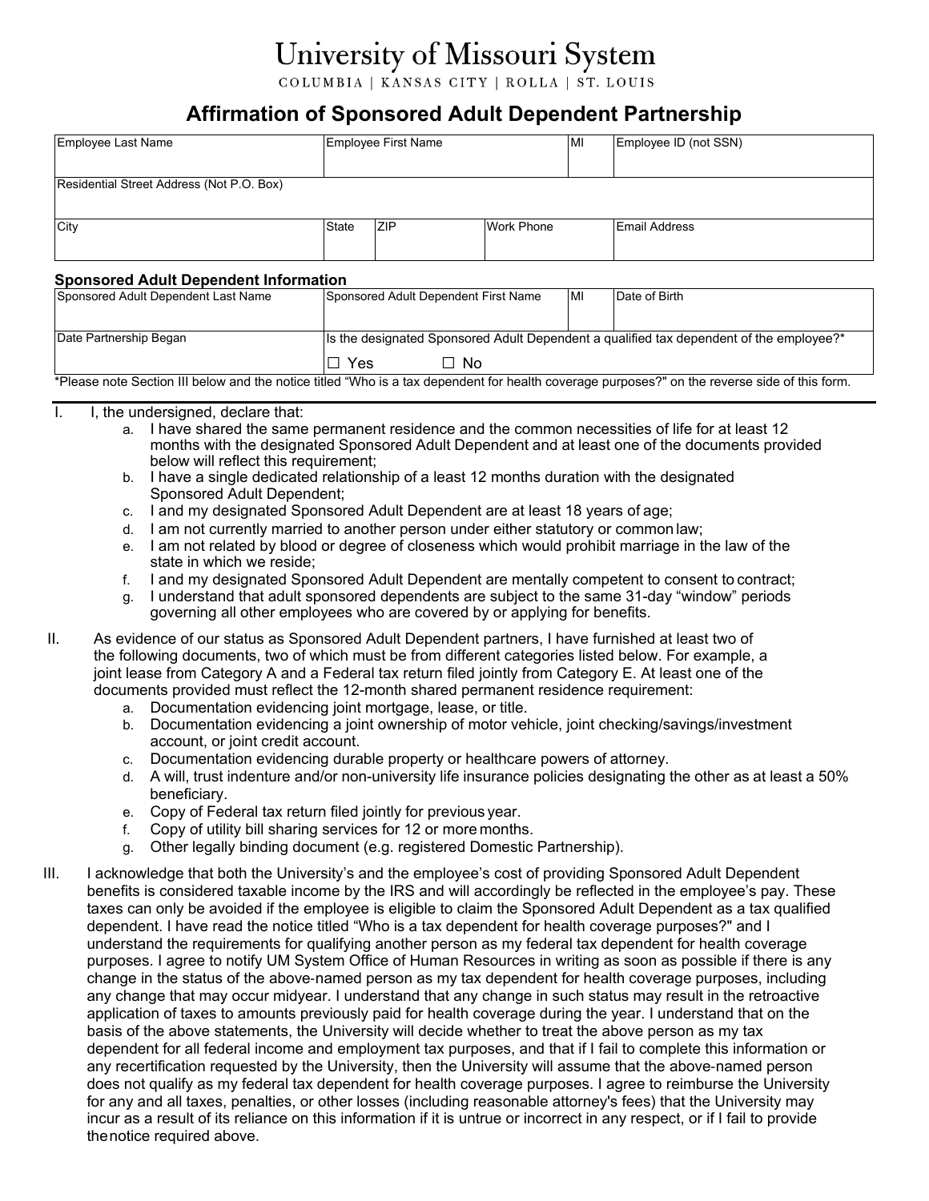# University of Missouri System

COLUMBIA | KANSAS CITY | ROLLA | ST. LOUIS

## Affirmation of Sponsored Adult Dependent Partnership

| Employee Last Name | Employee First Name | | | MI | Employee ID (not SSN) |
|---|---|---|---|---|---|
| Residential Street Address (Not P.O. Box) | | | | | |
| City | State | ZIP | Work Phone | | Email Address |

### Sponsored Adult Dependent Information

| Sponsored Adult Dependent Last Name | Sponsored Adult Dependent First Name | MI | Date of Birth |
|---|---|---|---|
| Date Partnership Began | Is the designated Sponsored Adult Dependent a qualified tax dependent of the employee?* ☐ Yes ☐ No | | |

*Please note Section III below and the notice titled "Who is a tax dependent for health coverage purposes?" on the reverse side of this form.

I. I, the undersigned, declare that:

  a. I have shared the same permanent residence and the common necessities of life for at least 12 months with the designated Sponsored Adult Dependent and at least one of the documents provided below will reflect this requirement;
  b. I have a single dedicated relationship of a least 12 months duration with the designated Sponsored Adult Dependent;
  c. I and my designated Sponsored Adult Dependent are at least 18 years of age;
  d. I am not currently married to another person under either statutory or common law;
  e. I am not related by blood or degree of closeness which would prohibit marriage in the law of the state in which we reside;
  f. I and my designated Sponsored Adult Dependent are mentally competent to consent to contract;
  g. I understand that adult sponsored dependents are subject to the same 31-day "window" periods governing all other employees who are covered by or applying for benefits.

II. As evidence of our status as Sponsored Adult Dependent partners, I have furnished at least two of the following documents, two of which must be from different categories listed below. For example, a joint lease from Category A and a Federal tax return filed jointly from Category E. At least one of the documents provided must reflect the 12-month shared permanent residence requirement:

  a. Documentation evidencing joint mortgage, lease, or title.
  b. Documentation evidencing a joint ownership of motor vehicle, joint checking/savings/investment account, or joint credit account.
  c. Documentation evidencing durable property or healthcare powers of attorney.
  d. A will, trust indenture and/or non-university life insurance policies designating the other as at least a 50% beneficiary.
  e. Copy of Federal tax return filed jointly for previous year.
  f. Copy of utility bill sharing services for 12 or more months.
  g. Other legally binding document (e.g. registered Domestic Partnership).

III. I acknowledge that both the University's and the employee's cost of providing Sponsored Adult Dependent benefits is considered taxable income by the IRS and will accordingly be reflected in the employee's pay. These taxes can only be avoided if the employee is eligible to claim the Sponsored Adult Dependent as a tax qualified dependent. I have read the notice titled "Who is a tax dependent for health coverage purposes?" and I understand the requirements for qualifying another person as my federal tax dependent for health coverage purposes. I agree to notify UM System Office of Human Resources in writing as soon as possible if there is any change in the status of the above-named person as my tax dependent for health coverage purposes, including any change that may occur midyear. I understand that any change in such status may result in the retroactive application of taxes to amounts previously paid for health coverage during the year. I understand that on the basis of the above statements, the University will decide whether to treat the above person as my tax dependent for all federal income and employment tax purposes, and that if I fail to complete this information or any recertification requested by the University, then the University will assume that the above-named person does not qualify as my federal tax dependent for health coverage purposes. I agree to reimburse the University for any and all taxes, penalties, or other losses (including reasonable attorney's fees) that the University may incur as a result of its reliance on this information if it is untrue or incorrect in any respect, or if I fail to provide the notice required above.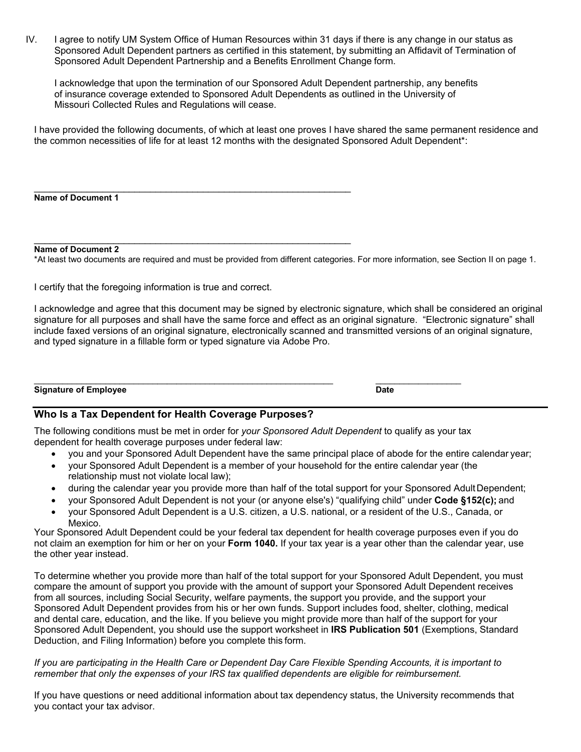IV. I agree to notify UM System Office of Human Resources within 31 days if there is any change in our status as Sponsored Adult Dependent partners as certified in this statement, by submitting an Affidavit of Termination of Sponsored Adult Dependent Partnership and a Benefits Enrollment Change form.

I acknowledge that upon the termination of our Sponsored Adult Dependent partnership, any benefits of insurance coverage extended to Sponsored Adult Dependents as outlined in the University of Missouri Collected Rules and Regulations will cease.

I have provided the following documents, of which at least one proves I have shared the same permanent residence and the common necessities of life for at least 12 months with the designated Sponsored Adult Dependent*:

\_\_\_\_\_\_\_\_\_\_\_\_\_\_\_\_\_\_\_\_\_\_\_\_\_\_\_\_\_\_\_\_\_\_\_\_\_\_\_\_\_\_\_\_\_\_\_\_\_\_\_\_\_\_\_\_\_\_\_\_\_\_\_\_
**Name of Document 1**

\_\_\_\_\_\_\_\_\_\_\_\_\_\_\_\_\_\_\_\_\_\_\_\_\_\_\_\_\_\_\_\_\_\_\_\_\_\_\_\_\_\_\_\_\_\_\_\_\_\_\_\_\_\_\_\_\_\_\_\_\_\_\_\_
**Name of Document 2**

*At least two documents are required and must be provided from different categories. For more information, see Section II on page 1.

I certify that the foregoing information is true and correct.

I acknowledge and agree that this document may be signed by electronic signature, which shall be considered an original signature for all purposes and shall have the same force and effect as an original signature. "Electronic signature" shall include faxed versions of an original signature, electronically scanned and transmitted versions of an original signature, and typed signature in a fillable form or typed signature via Adobe Pro.

\_\_\_\_\_\_\_\_\_\_\_\_\_\_\_\_\_\_\_\_\_\_\_\_\_\_\_\_\_\_\_\_\_\_\_\_\_\_\_\_\_\_\_\_\_\_\_\_\_\_\_\_\_\_\_\_\_\_\_\_\_\_ \_\_\_\_\_\_\_\_\_\_\_\_\_\_\_\_\_\_
**Signature of Employee** **Date**

## Who Is a Tax Dependent for Health Coverage Purposes?

The following conditions must be met in order for *your Sponsored Adult Dependent* to qualify as your tax dependent for health coverage purposes under federal law:

- you and your Sponsored Adult Dependent have the same principal place of abode for the entire calendar year;
- your Sponsored Adult Dependent is a member of your household for the entire calendar year (the relationship must not violate local law);
- during the calendar year you provide more than half of the total support for your Sponsored Adult Dependent;
- your Sponsored Adult Dependent is not your (or anyone else's) "qualifying child" under **Code §152(c);** and
- your Sponsored Adult Dependent is a U.S. citizen, a U.S. national, or a resident of the U.S., Canada, or Mexico.

Your Sponsored Adult Dependent could be your federal tax dependent for health coverage purposes even if you do not claim an exemption for him or her on your **Form 1040.** If your tax year is a year other than the calendar year, use the other year instead.

To determine whether you provide more than half of the total support for your Sponsored Adult Dependent, you must compare the amount of support you provide with the amount of support your Sponsored Adult Dependent receives from all sources, including Social Security, welfare payments, the support you provide, and the support your Sponsored Adult Dependent provides from his or her own funds. Support includes food, shelter, clothing, medical and dental care, education, and the like. If you believe you might provide more than half of the support for your Sponsored Adult Dependent, you should use the support worksheet in **IRS Publication 501** (Exemptions, Standard Deduction, and Filing Information) before you complete this form.

*If you are participating in the Health Care or Dependent Day Care Flexible Spending Accounts, it is important to remember that only the expenses of your IRS tax qualified dependents are eligible for reimbursement.*

If you have questions or need additional information about tax dependency status, the University recommends that you contact your tax advisor.